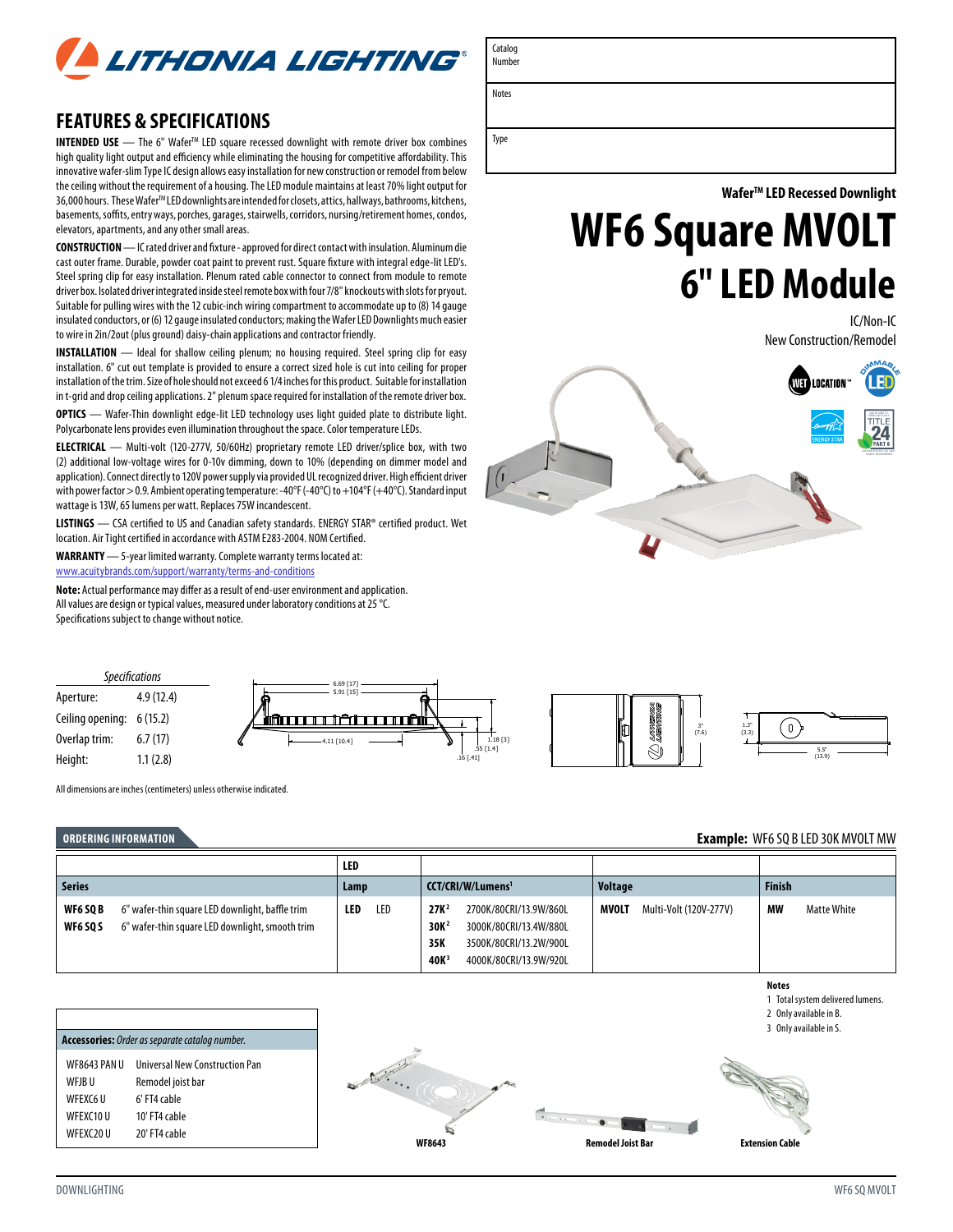# LITHONIA LIGHTING

| Catalog Number | |
|---|---|
| Notes | |
| Type | |

**Wafer™ LED Recessed Downlight**

# WF6 Square MVOLT 6" LED Module

IC/Non-IC
New Construction/Remodel

## FEATURES & SPECIFICATIONS

**INTENDED USE** — The 6" Wafer™ LED square recessed downlight with remote driver box combines high quality light output and efficiency while eliminating the housing for competitive affordability. This innovative wafer-slim Type IC design allows easy installation for new construction or remodel from below the ceiling without the requirement of a housing. The LED module maintains at least 70% light output for 36,000 hours. These Wafer™ LED downlights are intended for closets, attics, hallways, bathrooms, kitchens, basements, soffits, entry ways, porches, garages, stairwells, corridors, nursing/retirement homes, condos, elevators, apartments, and any other small areas.

**CONSTRUCTION** — IC rated driver and fixture - approved for direct contact with insulation. Aluminum die cast outer frame. Durable, powder coat paint to prevent rust. Square fixture with integral edge-lit LED's. Steel spring clip for easy installation. Plenum rated cable connector to connect from module to remote driver box. Isolated driver integrated inside steel remote box with four 7/8" knockouts with slots for pryout. Suitable for pulling wires with the 12 cubic-inch wiring compartment to accommodate up to (8) 14 gauge insulated conductors, or (6) 12 gauge insulated conductors; making the Wafer LED Downlights much easier to wire in 2in/2out (plus ground) daisy-chain applications and contractor friendly.

**INSTALLATION** — Ideal for shallow ceiling plenum; no housing required. Steel spring clip for easy installation. 6" cut out template is provided to ensure a correct sized hole is cut into ceiling for proper installation of the trim. Size of hole should not exceed 6 1/4 inches for this product. Suitable for installation in t-grid and drop ceiling applications. 2" plenum space required for installation of the remote driver box.

**OPTICS** — Wafer-Thin downlight edge-lit LED technology uses light guided plate to distribute light. Polycarbonate lens provides even illumination throughout the space. Color temperature LEDs.

**ELECTRICAL** — Multi-volt (120-277V, 50/60Hz) proprietary remote LED driver/splice box, with two (2) additional low-voltage wires for 0-10v dimming, down to 10% (depending on dimmer model and application). Connect directly to 120V power supply via provided UL recognized driver. High efficient driver with power factor > 0.9. Ambient operating temperature: -40°F (-40°C) to +104°F (+40°C). Standard input wattage is 13W, 65 lumens per watt. Replaces 75W incandescent.

**LISTINGS** — CSA certified to US and Canadian safety standards. ENERGY STAR® certified product. Wet location. Air Tight certified in accordance with ASTM E283-2004. NOM Certified.

**WARRANTY** — 5-year limited warranty. Complete warranty terms located at:
www.acuitybrands.com/support/warranty/terms-and-conditions

**Note:** Actual performance may differ as a result of end-user environment and application. All values are design or typical values, measured under laboratory conditions at 25 °C.
Specifications subject to change without notice.

*Specifications*

| | |
|---|---|
| Aperture: | 4.9 (12.4) |
| Ceiling opening: | 6 (15.2) |
| Overlap trim: | 6.7 (17) |
| Height: | 1.1 (2.8) |

All dimensions are inches (centimeters) unless otherwise indicated.

## ORDERING INFORMATION

**Example:** WF6 SQ B LED 30K MVOLT MW

| Series | | LED Lamp | | CCT/CRI/W/Lumens[1] | | Voltage | | Finish | |
|---|---|---|---|---|---|---|---|---|---|
| **WF6 SQ B** | 6" wafer-thin square LED downlight, baffle trim | **LED** | LED | **27K**[2] | 2700K/80CRI/13.9W/860L | **MVOLT** | Multi-Volt (120V-277V) | **MW** | Matte White |
| **WF6 SQ S** | 6" wafer-thin square LED downlight, smooth trim | | | **30K**[2] | 3000K/80CRI/13.4W/880L | | | | |
| | | | | **35K** | 3500K/80CRI/13.2W/900L | | | | |
| | | | | **40K**[3] | 4000K/80CRI/13.9W/920L | | | | |

**Notes**
1. Total system delivered lumens.
2. Only available in B.
3. Only available in S.

| **Accessories:** *Order as separate catalog number.* | |
|---|---|
| WF8643 PAN U | Universal New Construction Pan |
| WFJB U | Remodel joist bar |
| WFEXC6 U | 6' FT4 cable |
| WFEXC10 U | 10' FT4 cable |
| WFEXC20 U | 20' FT4 cable |

WF8643

Remodel Joist Bar

Extension Cable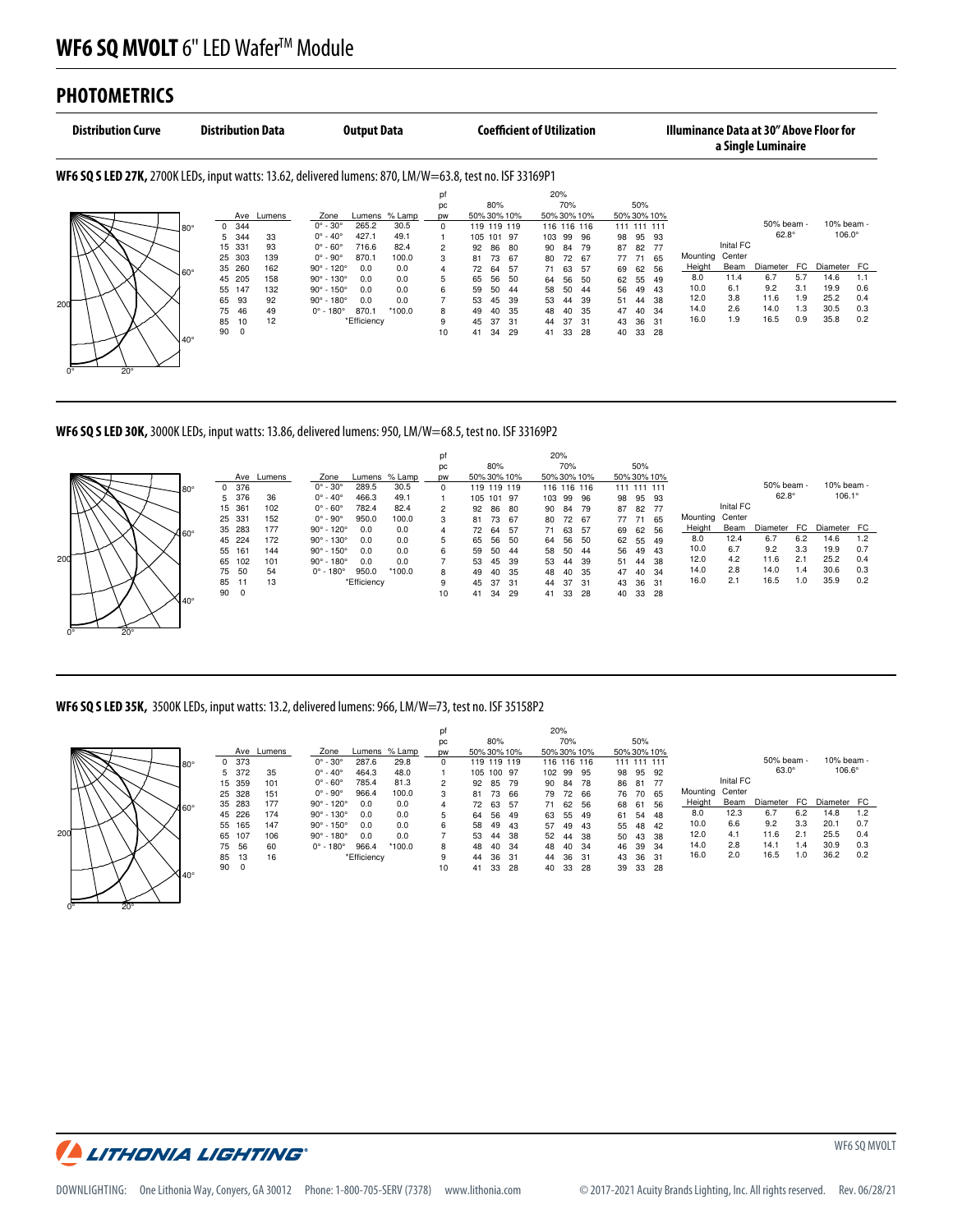# WF6 SQ MVOLT 6" LED Wafer™ Module

## PHOTOMETRICS

**Distribution Curve** | **Distribution Data** | **Output Data** | **Coefficient of Utilization** | **Illuminance Data at 30" Above Floor for a Single Luminaire**

### WF6 SQ S LED 27K, 2700K LEDs, input watts: 13.62, delivered lumens: 870, LM/W=63.8, test no. ISF 33169P1

**Distribution Data**

| Ave | Lumens |
|---|---|
| 0 | 344 | |
| 5 | 344 | 33 |
| 15 | 331 | 93 |
| 25 | 303 | 139 |
| 35 | 260 | 162 |
| 45 | 205 | 158 |
| 55 | 147 | 132 |
| 65 | 93 | 92 |
| 75 | 46 | 49 |
| 85 | 10 | 12 |
| 90 | 0 | |

**Output Data**

| Zone | Lumens | % Lamp |
|---|---|---|
| 0° - 30° | 265.2 | 30.5 |
| 0° - 40° | 427.1 | 49.1 |
| 0° - 60° | 716.6 | 82.4 |
| 0° - 90° | 870.1 | 100.0 |
| 90° - 120° | 0.0 | 0.0 |
| 90° - 130° | 0.0 | 0.0 |
| 90° - 150° | 0.0 | 0.0 |
| 90° - 180° | 0.0 | 0.0 |
| 0° - 180° | 870.1 | *100.0 |

*Efficiency

**Coefficient of Utilization** (pf 20%)

| pc | 80% | | | 70% | | | 50% | | |
|---|---|---|---|---|---|---|---|---|---|
| pw | 50% | 30% | 10% | 50% | 30% | 10% | 50% | 30% | 10% |
| 0 | 119 | 119 | 119 | 116 | 116 | 116 | 111 | 111 | 111 |
| 1 | 105 | 101 | 97 | 103 | 99 | 96 | 98 | 95 | 93 |
| 2 | 92 | 86 | 80 | 90 | 84 | 79 | 87 | 82 | 77 |
| 3 | 81 | 73 | 67 | 80 | 72 | 67 | 77 | 71 | 65 |
| 4 | 72 | 64 | 57 | 71 | 63 | 57 | 69 | 62 | 56 |
| 5 | 65 | 56 | 50 | 64 | 56 | 50 | 62 | 55 | 49 |
| 6 | 59 | 50 | 44 | 58 | 50 | 44 | 56 | 49 | 43 |
| 7 | 53 | 45 | 39 | 53 | 44 | 39 | 51 | 44 | 38 |
| 8 | 49 | 40 | 35 | 48 | 40 | 35 | 47 | 40 | 34 |
| 9 | 45 | 37 | 31 | 44 | 37 | 31 | 43 | 36 | 31 |
| 10 | 41 | 34 | 29 | 41 | 33 | 28 | 40 | 33 | 28 |

**Illuminance Data**

| Mounting Height | Inital FC Center Beam | 50% beam - 62.8° Diameter | FC | 10% beam - 106.0° Diameter | FC |
|---|---|---|---|---|---|
| 8.0 | 11.4 | 6.7 | 5.7 | 14.6 | 1.1 |
| 10.0 | 6.1 | 9.2 | 3.1 | 19.9 | 0.6 |
| 12.0 | 3.8 | 11.6 | 1.9 | 25.2 | 0.4 |
| 14.0 | 2.6 | 14.0 | 1.3 | 30.5 | 0.3 |
| 16.0 | 1.9 | 16.5 | 0.9 | 35.8 | 0.2 |

### WF6 SQ S LED 30K, 3000K LEDs, input watts: 13.86, delivered lumens: 950, LM/W=68.5, test no. ISF 33169P2

**Distribution Data**

| Ave | Lumens |
|---|---|
| 0 | 376 | |
| 5 | 376 | 36 |
| 15 | 361 | 102 |
| 25 | 331 | 152 |
| 35 | 283 | 177 |
| 45 | 224 | 172 |
| 55 | 161 | 144 |
| 65 | 102 | 101 |
| 75 | 50 | 54 |
| 85 | 11 | 13 |
| 90 | 0 | |

**Output Data**

| Zone | Lumens | % Lamp |
|---|---|---|
| 0° - 30° | 289.5 | 30.5 |
| 0° - 40° | 466.3 | 49.1 |
| 0° - 60° | 782.4 | 82.4 |
| 0° - 90° | 950.0 | 100.0 |
| 90° - 120° | 0.0 | 0.0 |
| 90° - 130° | 0.0 | 0.0 |
| 90° - 150° | 0.0 | 0.0 |
| 90° - 180° | 0.0 | 0.0 |
| 0° - 180° | 950.0 | *100.0 |

*Efficiency

**Coefficient of Utilization** (pf 20%)

| pc | 80% | | | 70% | | | 50% | | |
|---|---|---|---|---|---|---|---|---|---|
| pw | 50% | 30% | 10% | 50% | 30% | 10% | 50% | 30% | 10% |
| 0 | 119 | 119 | 119 | 116 | 116 | 116 | 111 | 111 | 111 |
| 1 | 105 | 101 | 97 | 103 | 99 | 96 | 98 | 95 | 93 |
| 2 | 92 | 86 | 80 | 90 | 84 | 79 | 87 | 82 | 77 |
| 3 | 81 | 73 | 67 | 80 | 72 | 67 | 77 | 71 | 65 |
| 4 | 72 | 64 | 57 | 71 | 63 | 57 | 69 | 62 | 56 |
| 5 | 65 | 56 | 50 | 64 | 56 | 50 | 62 | 55 | 49 |
| 6 | 59 | 50 | 44 | 58 | 50 | 44 | 56 | 49 | 43 |
| 7 | 53 | 45 | 39 | 53 | 44 | 39 | 51 | 44 | 38 |
| 8 | 49 | 40 | 35 | 48 | 40 | 35 | 47 | 40 | 34 |
| 9 | 45 | 37 | 31 | 44 | 37 | 31 | 43 | 36 | 31 |
| 10 | 41 | 34 | 29 | 41 | 33 | 28 | 40 | 33 | 28 |

**Illuminance Data**

| Mounting Height | Inital FC Center Beam | 50% beam - 62.8° Diameter | FC | 10% beam - 106.1° Diameter | FC |
|---|---|---|---|---|---|
| 8.0 | 12.4 | 6.7 | 6.2 | 14.6 | 1.2 |
| 10.0 | 6.7 | 9.2 | 3.3 | 19.9 | 0.7 |
| 12.0 | 4.2 | 11.6 | 2.1 | 25.2 | 0.4 |
| 14.0 | 2.8 | 14.0 | 1.4 | 30.6 | 0.3 |
| 16.0 | 2.1 | 16.5 | 1.0 | 35.9 | 0.2 |

### WF6 SQ S LED 35K, 3500K LEDs, input watts: 13.2, delivered lumens: 966, LM/W=73, test no. ISF 35158P2

**Distribution Data**

| Ave | Lumens |
|---|---|
| 0 | 373 | |
| 5 | 372 | 35 |
| 15 | 359 | 101 |
| 25 | 328 | 151 |
| 35 | 283 | 177 |
| 45 | 226 | 174 |
| 55 | 165 | 147 |
| 65 | 107 | 106 |
| 75 | 56 | 60 |
| 85 | 13 | 16 |
| 90 | 0 | |

**Output Data**

| Zone | Lumens | % Lamp |
|---|---|---|
| 0° - 30° | 287.6 | 29.8 |
| 0° - 40° | 464.3 | 48.0 |
| 0° - 60° | 785.4 | 81.3 |
| 0° - 90° | 966.4 | 100.0 |
| 90° - 120° | 0.0 | 0.0 |
| 90° - 130° | 0.0 | 0.0 |
| 90° - 150° | 0.0 | 0.0 |
| 90° - 180° | 0.0 | 0.0 |
| 0° - 180° | 966.4 | *100.0 |

*Efficiency

**Coefficient of Utilization** (pf 20%)

| pc | 80% | | | 70% | | | 50% | | |
|---|---|---|---|---|---|---|---|---|---|
| pw | 50% | 30% | 10% | 50% | 30% | 10% | 50% | 30% | 10% |
| 0 | 119 | 119 | 119 | 116 | 116 | 116 | 111 | 111 | 111 |
| 1 | 105 | 100 | 97 | 102 | 99 | 95 | 98 | 95 | 92 |
| 2 | 92 | 85 | 79 | 90 | 84 | 78 | 86 | 81 | 77 |
| 3 | 81 | 73 | 66 | 79 | 72 | 66 | 76 | 70 | 65 |
| 4 | 72 | 63 | 57 | 71 | 62 | 56 | 68 | 61 | 56 |
| 5 | 64 | 56 | 49 | 63 | 55 | 49 | 61 | 54 | 48 |
| 6 | 58 | 49 | 43 | 57 | 49 | 43 | 55 | 48 | 42 |
| 7 | 53 | 44 | 38 | 52 | 44 | 38 | 50 | 43 | 38 |
| 8 | 48 | 40 | 34 | 48 | 40 | 34 | 46 | 39 | 34 |
| 9 | 44 | 36 | 31 | 44 | 36 | 31 | 43 | 36 | 31 |
| 10 | 41 | 33 | 28 | 40 | 33 | 28 | 39 | 33 | 28 |

**Illuminance Data**

| Mounting Height | Inital FC Center Beam | 50% beam - 63.0° Diameter | FC | 10% beam - 106.6° Diameter | FC |
|---|---|---|---|---|---|
| 8.0 | 12.3 | 6.7 | 6.2 | 14.8 | 1.2 |
| 10.0 | 6.6 | 9.2 | 3.3 | 20.1 | 0.7 |
| 12.0 | 4.1 | 11.6 | 2.1 | 25.5 | 0.4 |
| 14.0 | 2.8 | 14.1 | 1.4 | 30.9 | 0.3 |
| 16.0 | 2.0 | 16.5 | 1.0 | 36.2 | 0.2 |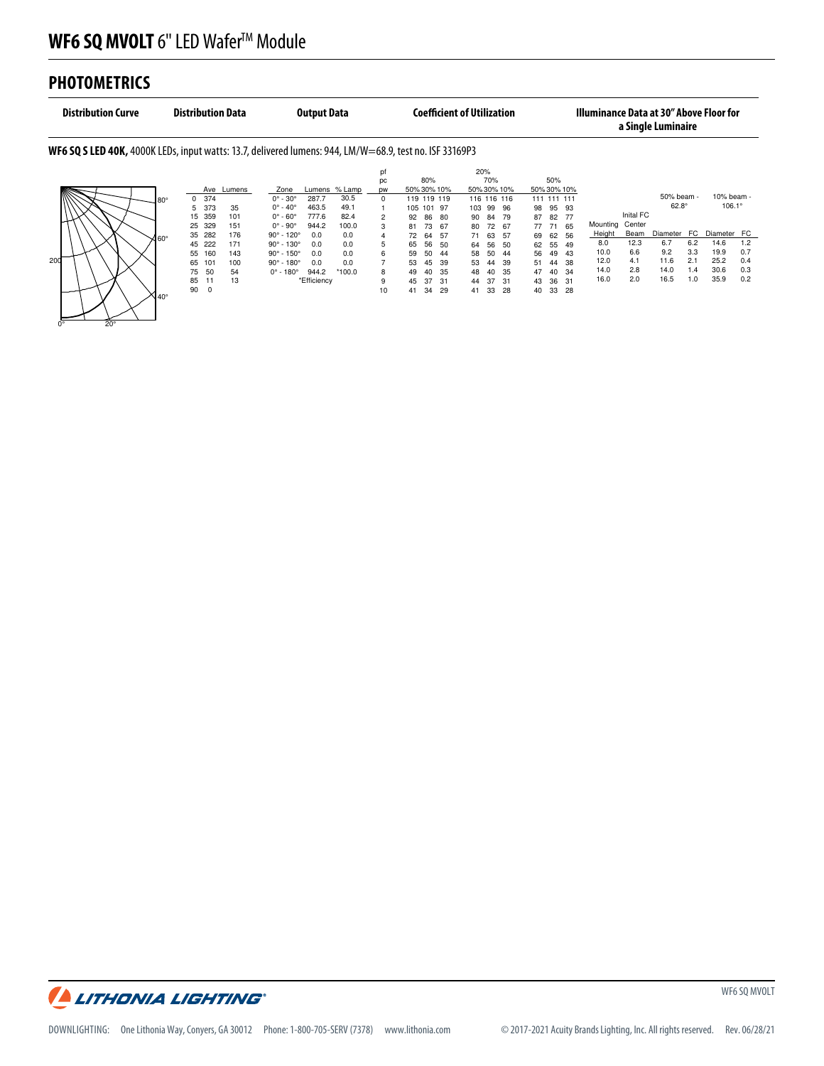# WF6 SQ MVOLT 6" LED Wafer™ Module

## PHOTOMETRICS

**Distribution Curve** | **Distribution Data** | **Output Data** | **Coefficient of Utilization** | **Illuminance Data at 30" Above Floor for a Single Luminaire**

**WF6 SQ S LED 40K,** 4000K LEDs, input watts: 13.7, delivered lumens: 944, LM/W=68.9, test no. ISF 33169P3

| Ave | Lumens |
|---|---|
| 0 | 374 | |
| 5 | 373 | 35 |
| 15 | 359 | 101 |
| 25 | 329 | 151 |
| 35 | 282 | 176 |
| 45 | 222 | 171 |
| 55 | 160 | 143 |
| 65 | 101 | 100 |
| 75 | 50 | 54 |
| 85 | 11 | 13 |
| 90 | 0 | |

| Zone | Lumens | % Lamp |
|---|---|---|
| 0° - 30° | 287.7 | 30.5 |
| 0° - 40° | 463.5 | 49.1 |
| 0° - 60° | 777.6 | 82.4 |
| 0° - 90° | 944.2 | 100.0 |
| 90° - 120° | 0.0 | 0.0 |
| 90° - 130° | 0.0 | 0.0 |
| 90° - 150° | 0.0 | 0.0 |
| 90° - 180° | 0.0 | 0.0 |
| 0° - 180° | 944.2 | *100.0 |

*Efficiency

| pf | 20% | | | | | | | | |
|---|---|---|---|---|---|---|---|---|---|
| pc | 80% | | | 70% | | | 50% | | |
| pw | 50% | 30% | 10% | 50% | 30% | 10% | 50% | 30% | 10% |
| 0 | 119 | 119 | 119 | 116 | 116 | 116 | 111 | 111 | 111 |
| 1 | 105 | 101 | 97 | 103 | 99 | 96 | 98 | 95 | 93 |
| 2 | 92 | 86 | 80 | 90 | 84 | 79 | 87 | 82 | 77 |
| 3 | 81 | 73 | 67 | 80 | 72 | 67 | 77 | 71 | 65 |
| 4 | 72 | 64 | 57 | 71 | 63 | 57 | 69 | 62 | 56 |
| 5 | 65 | 56 | 50 | 64 | 56 | 50 | 62 | 55 | 49 |
| 6 | 59 | 50 | 44 | 58 | 50 | 44 | 56 | 49 | 43 |
| 7 | 53 | 45 | 39 | 53 | 44 | 39 | 51 | 44 | 38 |
| 8 | 49 | 40 | 35 | 48 | 40 | 35 | 47 | 40 | 34 |
| 9 | 45 | 37 | 31 | 44 | 37 | 31 | 43 | 36 | 31 |
| 10 | 41 | 34 | 29 | 41 | 33 | 28 | 40 | 33 | 28 |

| Mounting Height | Inital FC Center Beam | 50% beam - 62.8° Diameter | FC | 10% beam - 106.1° Diameter | FC |
|---|---|---|---|---|---|
| 8.0 | 12.3 | 6.7 | 6.2 | 14.6 | 1.2 |
| 10.0 | 6.6 | 9.2 | 3.3 | 19.9 | 0.7 |
| 12.0 | 4.1 | 11.6 | 2.1 | 25.2 | 0.4 |
| 14.0 | 2.8 | 14.0 | 1.4 | 30.6 | 0.3 |
| 16.0 | 2.0 | 16.5 | 1.0 | 35.9 | 0.2 |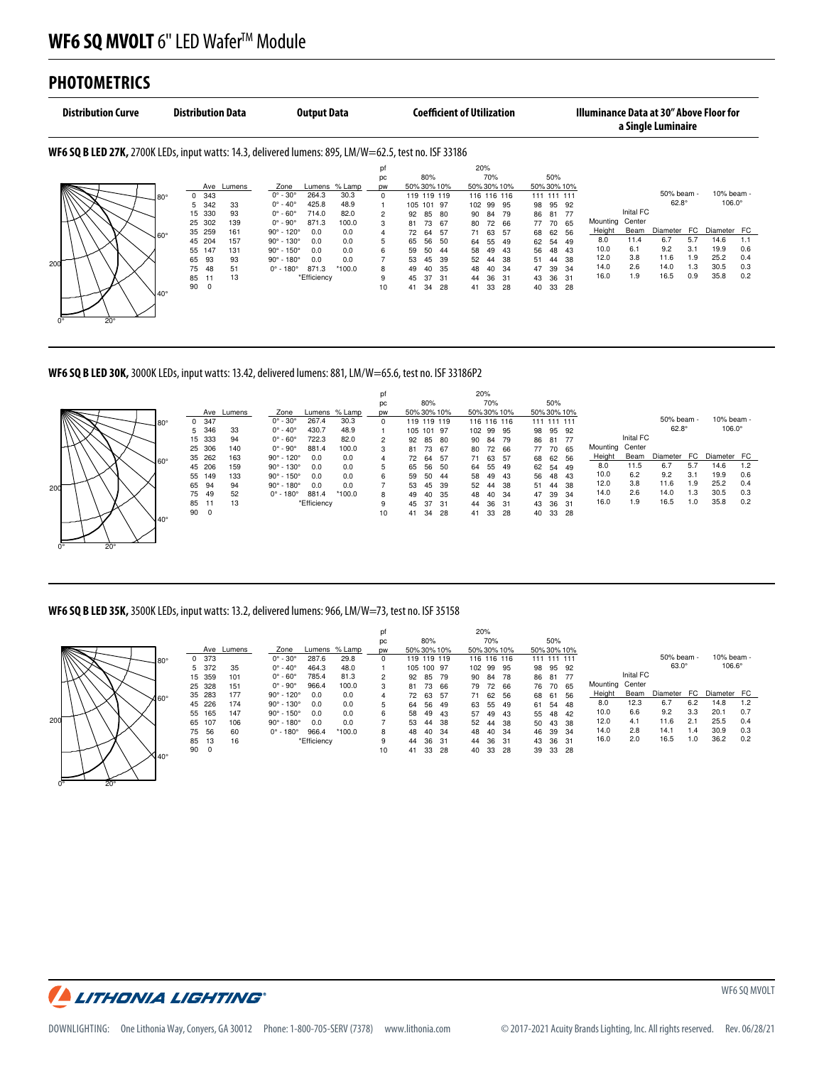# WF6 SQ MVOLT 6" LED Wafer™ Module

## PHOTOMETRICS

**Distribution Curve** | **Distribution Data** | **Output Data** | **Coefficient of Utilization** | **Illuminance Data at 30" Above Floor for a Single Luminaire**

### WF6 SQ B LED 27K, 2700K LEDs, input watts: 14.3, delivered lumens: 895, LM/W=62.5, test no. ISF 33186

Distribution Curve labels: 80°, 60°, 40°, 200, 0°, 20°

**Distribution Data**

| | Ave | Lumens |
|---|---|---|
| 0 | 343 | |
| 5 | 342 | 33 |
| 15 | 330 | 93 |
| 25 | 302 | 139 |
| 35 | 259 | 161 |
| 45 | 204 | 157 |
| 55 | 147 | 131 |
| 65 | 93 | 93 |
| 75 | 48 | 51 |
| 85 | 11 | 13 |
| 90 | 0 | |

**Output Data**

| Zone | Lumens | % Lamp |
|---|---|---|
| 0° - 30° | 264.3 | 30.3 |
| 0° - 40° | 425.8 | 48.9 |
| 0° - 60° | 714.0 | 82.0 |
| 0° - 90° | 871.3 | 100.0 |
| 90° - 120° | 0.0 | 0.0 |
| 90° - 130° | 0.0 | 0.0 |
| 90° - 150° | 0.0 | 0.0 |
| 90° - 180° | 0.0 | 0.0 |
| 0° - 180° | 871.3 | *100.0 |

*Efficiency

**Coefficient of Utilization**

| pf | 20% | | | | | | | | |
|---|---|---|---|---|---|---|---|---|---|
| pc | 80% | | | 70% | | | 50% | | |
| pw | 50% | 30% | 10% | 50% | 30% | 10% | 50% | 30% | 10% |
| 0 | 119 | 119 | 119 | 116 | 116 | 116 | 111 | 111 | 111 |
| 1 | 105 | 101 | 97 | 102 | 99 | 95 | 98 | 95 | 92 |
| 2 | 92 | 85 | 80 | 90 | 84 | 79 | 86 | 81 | 77 |
| 3 | 81 | 73 | 67 | 80 | 72 | 66 | 77 | 70 | 65 |
| 4 | 72 | 64 | 57 | 71 | 63 | 57 | 68 | 62 | 56 |
| 5 | 65 | 56 | 50 | 64 | 55 | 49 | 62 | 54 | 49 |
| 6 | 59 | 50 | 44 | 58 | 49 | 43 | 56 | 48 | 43 |
| 7 | 53 | 45 | 39 | 52 | 44 | 38 | 51 | 44 | 38 |
| 8 | 49 | 40 | 35 | 48 | 40 | 34 | 47 | 39 | 34 |
| 9 | 45 | 37 | 31 | 44 | 36 | 31 | 43 | 36 | 31 |
| 10 | 41 | 34 | 28 | 41 | 33 | 28 | 40 | 33 | 28 |

**Illuminance Data**

| Mounting Height | Inital FC Center Beam | 50% beam - 62.8° Diameter | FC | 10% beam - 106.0° Diameter | FC |
|---|---|---|---|---|---|
| 8.0 | 11.4 | 6.7 | 5.7 | 14.6 | 1.1 |
| 10.0 | 6.1 | 9.2 | 3.1 | 19.9 | 0.6 |
| 12.0 | 3.8 | 11.6 | 1.9 | 25.2 | 0.4 |
| 14.0 | 2.6 | 14.0 | 1.3 | 30.5 | 0.3 |
| 16.0 | 1.9 | 16.5 | 0.9 | 35.8 | 0.2 |

### WF6 SQ B LED 30K, 3000K LEDs, input watts: 13.42, delivered lumens: 881, LM/W=65.6, test no. ISF 33186P2

Distribution Curve labels: 80°, 60°, 40°, 200, 0°, 20°

**Distribution Data**

| | Ave | Lumens |
|---|---|---|
| 0 | 347 | |
| 5 | 346 | 33 |
| 15 | 333 | 94 |
| 25 | 306 | 140 |
| 35 | 262 | 163 |
| 45 | 206 | 159 |
| 55 | 149 | 133 |
| 65 | 94 | 94 |
| 75 | 49 | 52 |
| 85 | 11 | 13 |
| 90 | 0 | |

**Output Data**

| Zone | Lumens | % Lamp |
|---|---|---|
| 0° - 30° | 267.4 | 30.3 |
| 0° - 40° | 430.7 | 48.9 |
| 0° - 60° | 722.3 | 82.0 |
| 0° - 90° | 881.4 | 100.0 |
| 90° - 120° | 0.0 | 0.0 |
| 90° - 130° | 0.0 | 0.0 |
| 90° - 150° | 0.0 | 0.0 |
| 90° - 180° | 0.0 | 0.0 |
| 0° - 180° | 881.4 | *100.0 |

*Efficiency

**Coefficient of Utilization**

| pf | 20% | | | | | | | | |
|---|---|---|---|---|---|---|---|---|---|
| pc | 80% | | | 70% | | | 50% | | |
| pw | 50% | 30% | 10% | 50% | 30% | 10% | 50% | 30% | 10% |
| 0 | 119 | 119 | 119 | 116 | 116 | 116 | 111 | 111 | 111 |
| 1 | 105 | 101 | 97 | 102 | 99 | 95 | 98 | 95 | 92 |
| 2 | 92 | 85 | 80 | 90 | 84 | 79 | 86 | 81 | 77 |
| 3 | 81 | 73 | 67 | 80 | 72 | 66 | 77 | 70 | 65 |
| 4 | 72 | 64 | 57 | 71 | 63 | 57 | 68 | 62 | 56 |
| 5 | 65 | 56 | 50 | 64 | 55 | 49 | 62 | 54 | 49 |
| 6 | 59 | 50 | 44 | 58 | 49 | 43 | 56 | 48 | 43 |
| 7 | 53 | 45 | 39 | 52 | 44 | 38 | 51 | 44 | 38 |
| 8 | 49 | 40 | 35 | 48 | 40 | 34 | 47 | 39 | 34 |
| 9 | 45 | 37 | 31 | 44 | 36 | 31 | 43 | 36 | 31 |
| 10 | 41 | 34 | 28 | 41 | 33 | 28 | 40 | 33 | 28 |

**Illuminance Data**

| Mounting Height | Inital FC Center Beam | 50% beam - 62.8° Diameter | FC | 10% beam - 106.0° Diameter | FC |
|---|---|---|---|---|---|
| 8.0 | 11.5 | 6.7 | 5.7 | 14.6 | 1.2 |
| 10.0 | 6.2 | 9.2 | 3.1 | 19.9 | 0.6 |
| 12.0 | 3.8 | 11.6 | 1.9 | 25.2 | 0.4 |
| 14.0 | 2.6 | 14.0 | 1.3 | 30.5 | 0.3 |
| 16.0 | 1.9 | 16.5 | 1.0 | 35.8 | 0.2 |

### WF6 SQ B LED 35K, 3500K LEDs, input watts: 13.2, delivered lumens: 966, LM/W=73, test no. ISF 35158

Distribution Curve labels: 80°, 60°, 40°, 200, 0°, 20°

**Distribution Data**

| | Ave | Lumens |
|---|---|---|
| 0 | 373 | |
| 5 | 372 | 35 |
| 15 | 359 | 101 |
| 25 | 328 | 151 |
| 35 | 283 | 177 |
| 45 | 226 | 174 |
| 55 | 165 | 147 |
| 65 | 107 | 106 |
| 75 | 56 | 60 |
| 85 | 13 | 16 |
| 90 | 0 | |

**Output Data**

| Zone | Lumens | % Lamp |
|---|---|---|
| 0° - 30° | 287.6 | 29.8 |
| 0° - 40° | 464.3 | 48.0 |
| 0° - 60° | 785.4 | 81.3 |
| 0° - 90° | 966.4 | 100.0 |
| 90° - 120° | 0.0 | 0.0 |
| 90° - 130° | 0.0 | 0.0 |
| 90° - 150° | 0.0 | 0.0 |
| 90° - 180° | 0.0 | 0.0 |
| 0° - 180° | 966.4 | *100.0 |

*Efficiency

**Coefficient of Utilization**

| pf | 20% | | | | | | | | |
|---|---|---|---|---|---|---|---|---|---|
| pc | 80% | | | 70% | | | 50% | | |
| pw | 50% | 30% | 10% | 50% | 30% | 10% | 50% | 30% | 10% |
| 0 | 119 | 119 | 119 | 116 | 116 | 116 | 111 | 111 | 111 |
| 1 | 105 | 100 | 97 | 102 | 99 | 95 | 98 | 95 | 92 |
| 2 | 92 | 85 | 79 | 90 | 84 | 78 | 86 | 81 | 77 |
| 3 | 81 | 73 | 66 | 79 | 72 | 66 | 76 | 70 | 65 |
| 4 | 72 | 63 | 57 | 71 | 62 | 56 | 68 | 61 | 56 |
| 5 | 64 | 56 | 49 | 63 | 55 | 49 | 61 | 54 | 48 |
| 6 | 58 | 49 | 43 | 57 | 49 | 43 | 55 | 48 | 42 |
| 7 | 53 | 44 | 38 | 52 | 44 | 38 | 50 | 43 | 38 |
| 8 | 48 | 40 | 34 | 48 | 40 | 34 | 46 | 39 | 34 |
| 9 | 44 | 36 | 31 | 44 | 36 | 31 | 43 | 36 | 31 |
| 10 | 41 | 33 | 28 | 40 | 33 | 28 | 39 | 33 | 28 |

**Illuminance Data**

| Mounting Height | Inital FC Center Beam | 50% beam - 63.0° Diameter | FC | 10% beam - 106.6° Diameter | FC |
|---|---|---|---|---|---|
| 8.0 | 12.3 | 6.7 | 6.2 | 14.8 | 1.2 |
| 10.0 | 6.6 | 9.2 | 3.3 | 20.1 | 0.7 |
| 12.0 | 4.1 | 11.6 | 2.1 | 25.5 | 0.4 |
| 14.0 | 2.8 | 14.1 | 1.4 | 30.9 | 0.3 |
| 16.0 | 2.0 | 16.5 | 1.0 | 36.2 | 0.2 |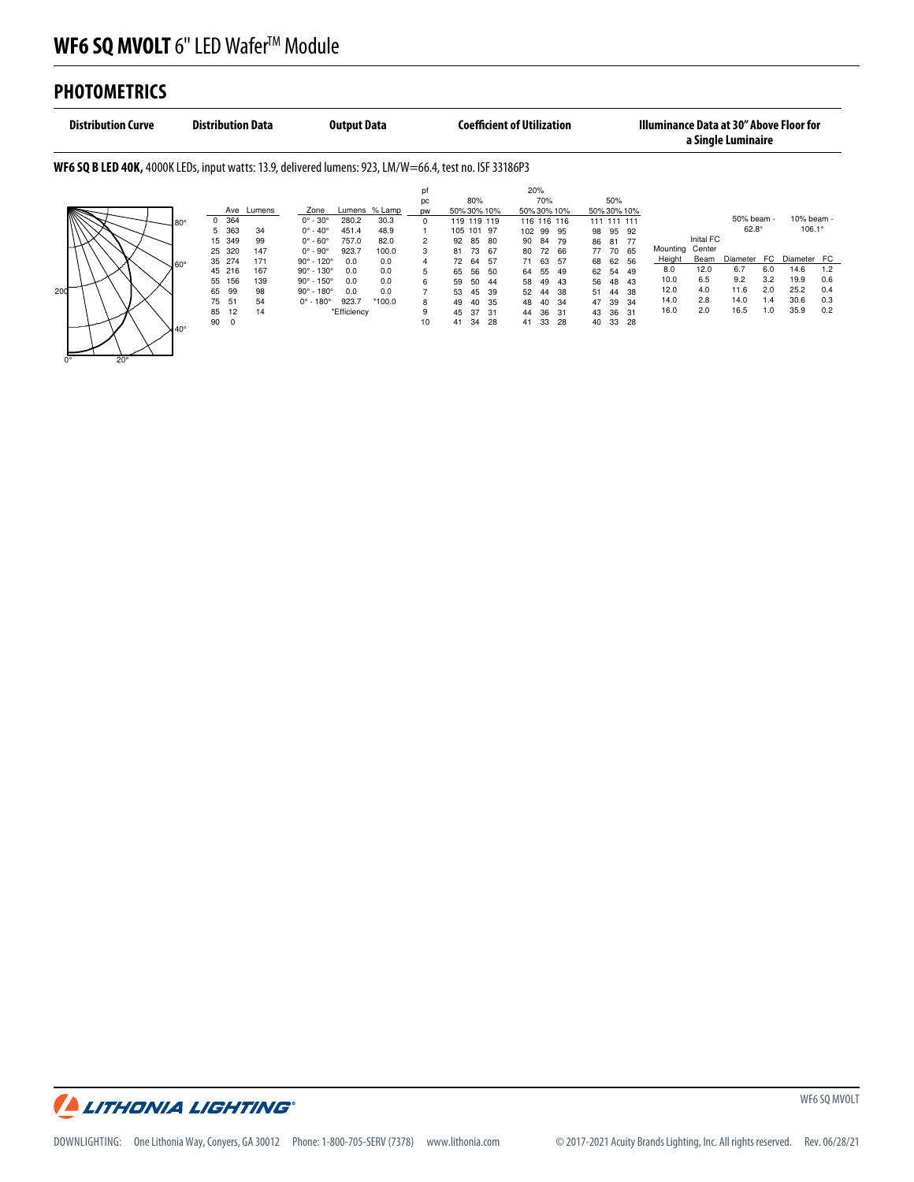# WF6 SQ MVOLT 6" LED Wafer™ Module

## PHOTOMETRICS

**Distribution Curve** | **Distribution Data** | **Output Data** | **Coefficient of Utilization** | **Illuminance Data at 30" Above Floor for a Single Luminaire**

**WF6 SQ B LED 40K,** 4000K LEDs, input watts: 13.9, delivered lumens: 923, LM/W=66.4, test no. ISF 33186P3

80°
60°
200
40°
0° 20°

| | Ave | Lumens |
|---|---|---|
| 0 | 364 | |
| 5 | 363 | 34 |
| 15 | 349 | 99 |
| 25 | 320 | 147 |
| 35 | 274 | 171 |
| 45 | 216 | 167 |
| 55 | 156 | 139 |
| 65 | 99 | 98 |
| 75 | 51 | 54 |
| 85 | 12 | 14 |
| 90 | 0 | |

| Zone | Lumens | % Lamp |
|---|---|---|
| 0° - 30° | 280.2 | 30.3 |
| 0° - 40° | 451.4 | 48.9 |
| 0° - 60° | 757.0 | 82.0 |
| 0° - 90° | 923.7 | 100.0 |
| 90° - 120° | 0.0 | 0.0 |
| 90° - 130° | 0.0 | 0.0 |
| 90° - 150° | 0.0 | 0.0 |
| 90° - 180° | 0.0 | 0.0 |
| 0° - 180° | 923.7 | *100.0 |

*Efficiency

| pf | 20% | | | | | | | | |
|---|---|---|---|---|---|---|---|---|---|
| pc | 80% | | | 70% | | | 50% | | |
| pw | 50% | 30% | 10% | 50% | 30% | 10% | 50% | 30% | 10% |
| 0 | 119 | 119 | 119 | 116 | 116 | 116 | 111 | 111 | 111 |
| 1 | 105 | 101 | 97 | 102 | 99 | 95 | 98 | 95 | 92 |
| 2 | 92 | 85 | 80 | 90 | 84 | 79 | 86 | 81 | 77 |
| 3 | 81 | 73 | 67 | 80 | 72 | 66 | 77 | 70 | 65 |
| 4 | 72 | 64 | 57 | 71 | 63 | 57 | 68 | 62 | 56 |
| 5 | 65 | 56 | 50 | 64 | 55 | 49 | 62 | 54 | 49 |
| 6 | 59 | 50 | 44 | 58 | 49 | 43 | 56 | 48 | 43 |
| 7 | 53 | 45 | 39 | 52 | 44 | 38 | 51 | 44 | 38 |
| 8 | 49 | 40 | 35 | 48 | 40 | 34 | 47 | 39 | 34 |
| 9 | 45 | 37 | 31 | 44 | 36 | 31 | 43 | 36 | 31 |
| 10 | 41 | 34 | 28 | 41 | 33 | 28 | 40 | 33 | 28 |

| | | 50% beam - 62.8° | | 10% beam - 106.1° | |
|---|---|---|---|---|---|
| Mounting Height | Inital FC Center Beam | Diameter | FC | Diameter | FC |
| 8.0 | 12.0 | 6.7 | 6.0 | 14.6 | 1.2 |
| 10.0 | 6.5 | 9.2 | 3.2 | 19.9 | 0.6 |
| 12.0 | 4.0 | 11.6 | 2.0 | 25.2 | 0.4 |
| 14.0 | 2.8 | 14.0 | 1.4 | 30.6 | 0.3 |
| 16.0 | 2.0 | 16.5 | 1.0 | 35.9 | 0.2 |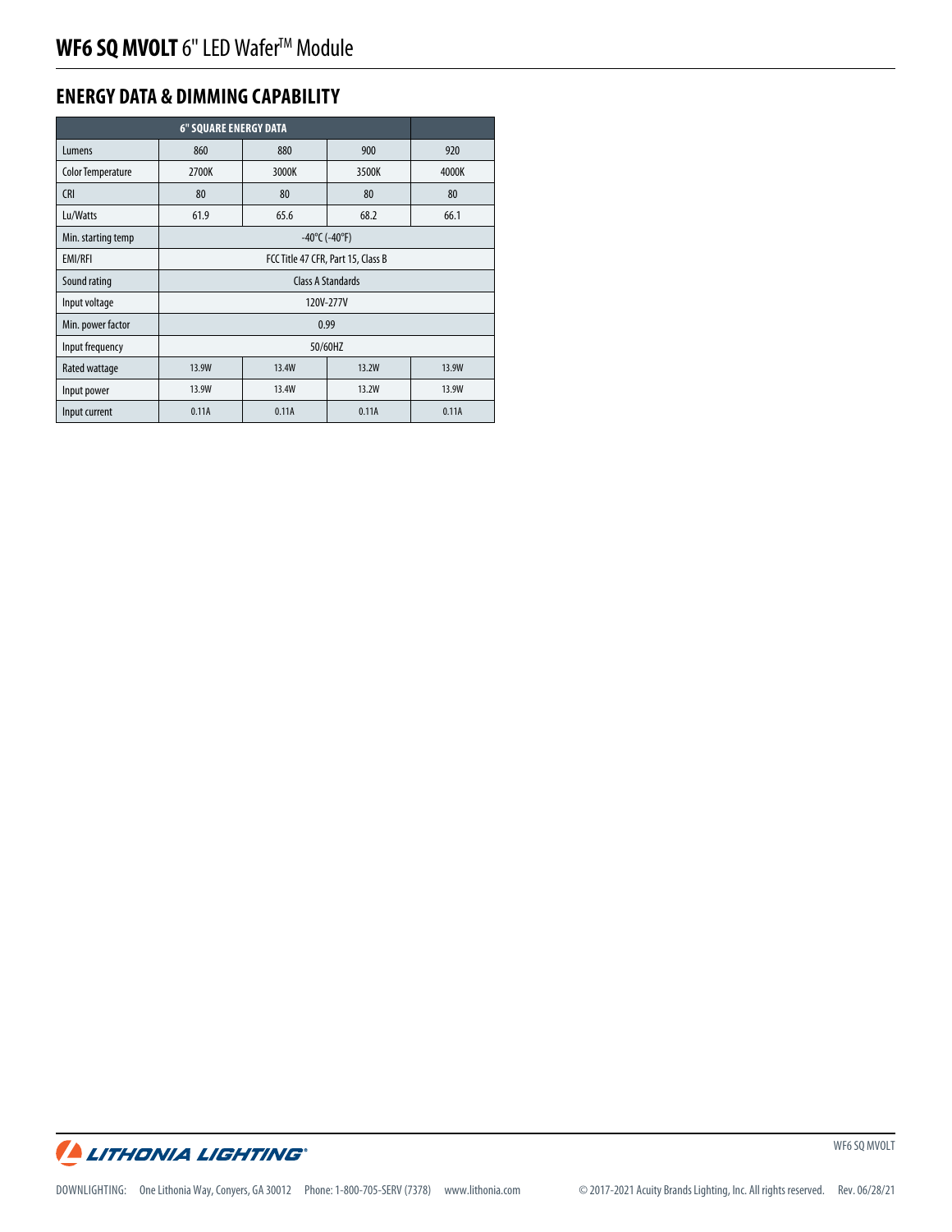# WF6 SQ MVOLT 6" LED Wafer™ Module

## ENERGY DATA & DIMMING CAPABILITY

| 6" SQUARE ENERGY DATA | | | | |
|---|---|---|---|---|
| Lumens | 860 | 880 | 900 | 920 |
| Color Temperature | 2700K | 3000K | 3500K | 4000K |
| CRI | 80 | 80 | 80 | 80 |
| Lu/Watts | 61.9 | 65.6 | 68.2 | 66.1 |
| Min. starting temp | -40°C (-40°F) | | | |
| EMI/RFI | FCC Title 47 CFR, Part 15, Class B | | | |
| Sound rating | Class A Standards | | | |
| Input voltage | 120V-277V | | | |
| Min. power factor | 0.99 | | | |
| Input frequency | 50/60HZ | | | |
| Rated wattage | 13.9W | 13.4W | 13.2W | 13.9W |
| Input power | 13.9W | 13.4W | 13.2W | 13.9W |
| Input current | 0.11A | 0.11A | 0.11A | 0.11A |

DOWNLIGHTING: One Lithonia Way, Conyers, GA 30012 Phone: 1-800-705-SERV (7378) www.lithonia.com © 2017-2021 Acuity Brands Lighting, Inc. All rights reserved. Rev. 06/28/21